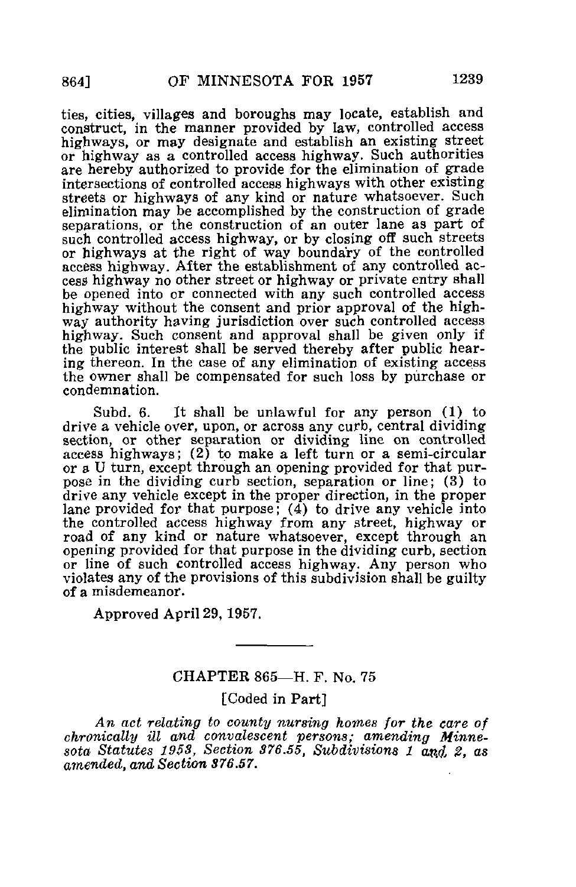ties, cities, villages and boroughs may locate, establish and construct, in the manner provided by law, controlled access highways, or may designate and establish an existing street or highway as a controlled access highway. Such authorities are hereby authorized to provide for the elimination of grade intersections of controlled access highways with other existing streets or highways of any kind or nature whatsoever. Such elimination may be accomplished by the construction of grade separations, or the construction of an outer lane as part of such controlled access highway, or by closing off such streets or highways at the right of way boundary of the controlled access highway. After the establishment of any controlled access highway no other street or highway or private entry shall be opened into or connected with any such controlled access highway without the consent and prior approval of the highway authority having jurisdiction over such controlled access highway. Such consent and approval shall be given only if the public interest shall be served thereby after public hearing thereon. In the case of any elimination of existing access the owner shall be compensated for such loss by purchase or condemnation.

Subd. 6. It shall be unlawful for any person (1) to drive a vehicle over, upon, or across any curb, central dividing section, or other separation or dividing line on controlled access highways; (2) to make a left turn or a semi-circular or a U turn, except through an opening provided for that purpose in the dividing curb section, separation or line; (3) to drive any vehicle except in the proper direction, in the proper lane provided for that purpose; (4) to drive any vehicle into the controlled access highway from any street, highway or road of any kind or nature whatsoever, except through an opening provided for that purpose in the dividing curb, section or line of such controlled access highway. Any person who violates any of the provisions of this subdivision shall be guilty of a misdemeanor.

Approved April 29, 1957.

---

## CHAPTER 865—H. F. No. 75

[Coded in Part]

*An act relating to county nursing homes for the care of chronically ill and convalescent persons; amending Minnesota Statutes 1953, Section 376.55, Subdivisions 1 and 2, as amended, and Section 376.57.*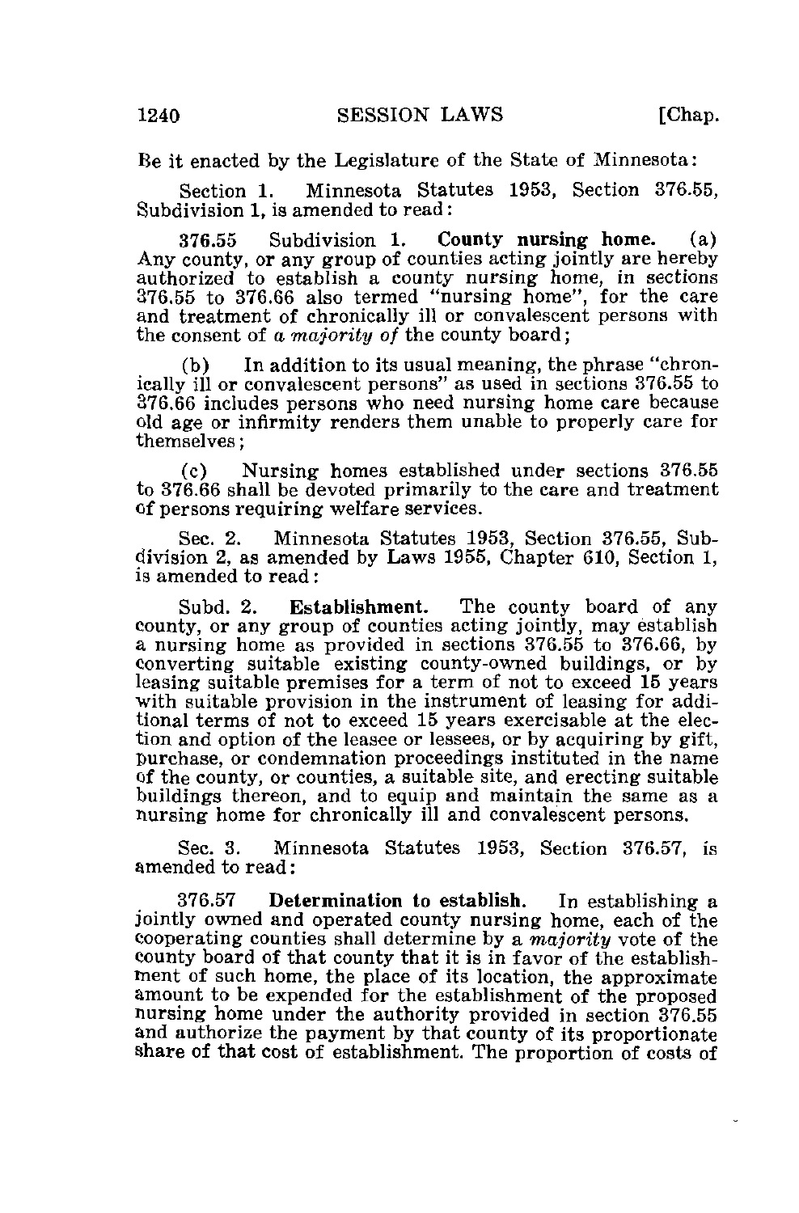Be it enacted by the Legislature of the State of Minnesota:

Section 1. Minnesota Statutes 1953, Section 376.55, Subdivision 1, is amended to read:

376.55 Subdivision 1. **County nursing home.** (a) Any county, or any group of counties acting jointly are hereby authorized to establish a county nursing home, in sections 376.55 to 376.66 also termed "nursing home", for the care and treatment of chronically ill or convalescent persons with the consent of *a majority of* the county board;

(b) In addition to its usual meaning, the phrase "chronically ill or convalescent persons" as used in sections 376.55 to 376.66 includes persons who need nursing home care because old age or infirmity renders them unable to properly care for themselves;

(c) Nursing homes established under sections 376.55 to 376.66 shall be devoted primarily to the care and treatment of persons requiring welfare services.

Sec. 2. Minnesota Statutes 1953, Section 376.55, Subdivision 2, as amended by Laws 1955, Chapter 610, Section 1, is amended to read:

Subd. 2. **Establishment.** The county board of any county, or any group of counties acting jointly, may establish a nursing home as provided in sections 376.55 to 376.66, by converting suitable existing county-owned buildings, or by leasing suitable premises for a term of not to exceed 15 years with suitable provision in the instrument of leasing for additional terms of not to exceed 15 years exercisable at the election and option of the leasee or lessees, or by acquiring by gift, purchase, or condemnation proceedings instituted in the name of the county, or counties, a suitable site, and erecting suitable buildings thereon, and to equip and maintain the same as a nursing home for chronically ill and convalescent persons.

Sec. 3. Minnesota Statutes 1953, Section 376.57, is amended to read:

376.57 **Determination to establish.** In establishing a jointly owned and operated county nursing home, each of the cooperating counties shall determine by a *majority* vote of the county board of that county that it is in favor of the establishment of such home, the place of its location, the approximate amount to be expended for the establishment of the proposed nursing home under the authority provided in section 376.55 and authorize the payment by that county of its proportionate share of that cost of establishment. The proportion of costs of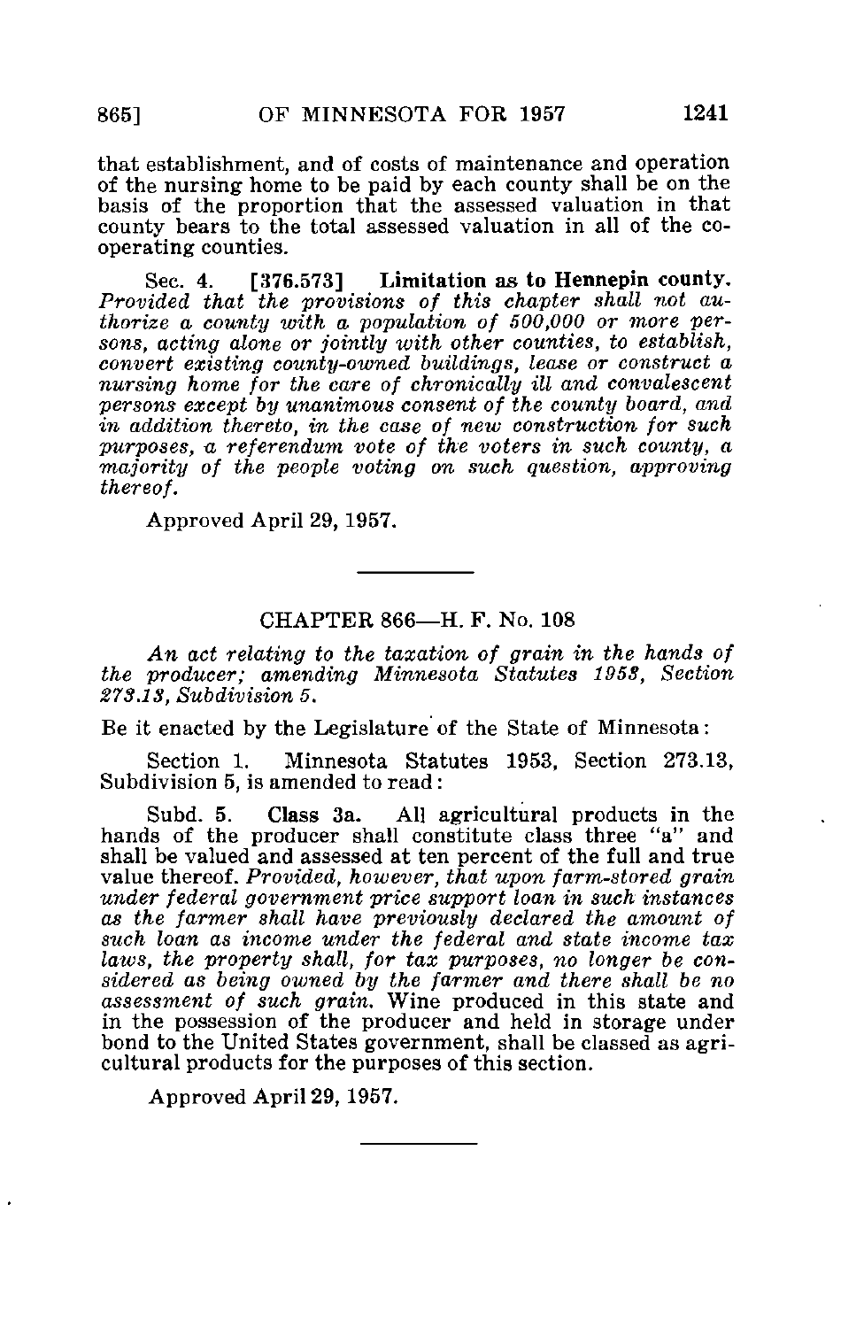that establishment, and of costs of maintenance and operation of the nursing home to be paid by each county shall be on the basis of the proportion that the assessed valuation in that county bears to the total assessed valuation in all of the co-operating counties.

Sec. 4. **[376.573] Limitation as to Hennepin county.** *Provided that the provisions of this chapter shall not authorize a county with a population of 500,000 or more persons, acting alone or jointly with other counties, to establish, convert existing county-owned buildings, lease or construct a nursing home for the care of chronically ill and convalescent persons except by unanimous consent of the county board, and in addition thereto, in the case of new construction for such purposes, a referendum vote of the voters in such county, a majority of the people voting on such question, approving thereof.*

Approved April 29, 1957.

---

## CHAPTER 866—H. F. No. 108

*An act relating to the taxation of grain in the hands of the producer; amending Minnesota Statutes 1953, Section 273.13, Subdivision 5.*

Be it enacted by the Legislature of the State of Minnesota:

Section 1. Minnesota Statutes 1953, Section 273.13, Subdivision 5, is amended to read:

Subd. 5. **Class 3a.** All agricultural products in the hands of the producer shall constitute class three "a" and shall be valued and assessed at ten percent of the full and true value thereof. *Provided, however, that upon farm-stored grain under federal government price support loan in such instances as the farmer shall have previously declared the amount of such loan as income under the federal and state income tax laws, the property shall, for tax purposes, no longer be considered as being owned by the farmer and there shall be no assessment of such grain.* Wine produced in this state and in the possession of the producer and held in storage under bond to the United States government, shall be classed as agricultural products for the purposes of this section.

Approved April 29, 1957.

---